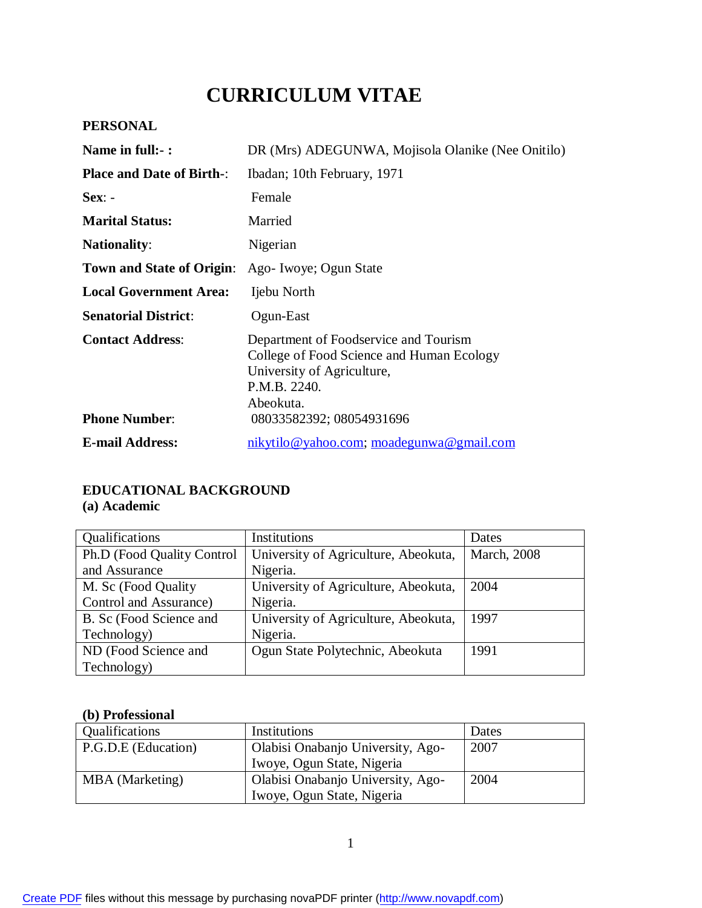# CURRICULUM VITAE

**PERSONAL**

| | |
|---|---|
| **Name in full:- :** | DR (Mrs) ADEGUNWA, Mojisola Olanike (Nee Onitilo) |
| **Place and Date of Birth-:** | Ibadan; 10th February, 1971 |
| **Sex**: - | Female |
| **Marital Status:** | Married |
| **Nationality**: | Nigerian |
| **Town and State of Origin**: | Ago- Iwoye; Ogun State |
| **Local Government Area:** | Ijebu North |
| **Senatorial District**: | Ogun-East |
| **Contact Address**: | Department of Foodservice and Tourism<br>College of Food Science and Human Ecology<br>University of Agriculture,<br>P.M.B. 2240.<br>Abeokuta. |
| **Phone Number**: | 08033582392; 08054931696 |
| **E-mail Address:** | nikytilo@yahoo.com; moadegunwa@gmail.com |

**EDUCATIONAL BACKGROUND**

**(a) Academic**

| Qualifications | Institutions | Dates |
|---|---|---|
| Ph.D (Food Quality Control and Assurance | University of Agriculture, Abeokuta, Nigeria. | March, 2008 |
| M. Sc (Food Quality Control and Assurance) | University of Agriculture, Abeokuta, Nigeria. | 2004 |
| B. Sc (Food Science and Technology) | University of Agriculture, Abeokuta, Nigeria. | 1997 |
| ND (Food Science and Technology) | Ogun State Polytechnic, Abeokuta | 1991 |

**(b) Professional**

| Qualifications | Institutions | Dates |
|---|---|---|
| P.G.D.E (Education) | Olabisi Onabanjo University, Ago-Iwoye, Ogun State, Nigeria | 2007 |
| MBA (Marketing) | Olabisi Onabanjo University, Ago-Iwoye, Ogun State, Nigeria | 2004 |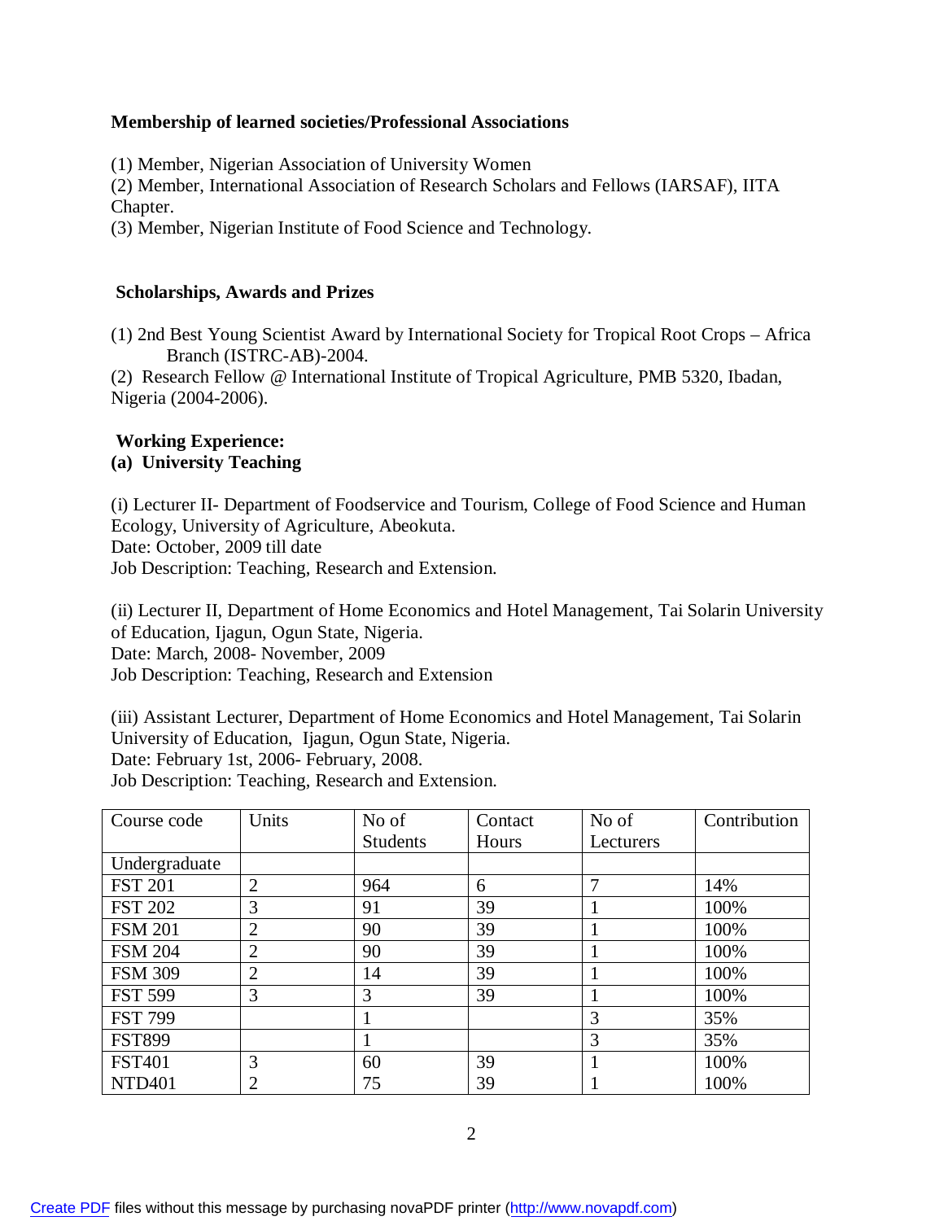**Membership of learned societies/Professional Associations**

(1) Member, Nigerian Association of University Women
(2) Member, International Association of Research Scholars and Fellows (IARSAF), IITA Chapter.
(3) Member, Nigerian Institute of Food Science and Technology.

**Scholarships, Awards and Prizes**

(1) 2nd Best Young Scientist Award by International Society for Tropical Root Crops – Africa Branch (ISTRC-AB)-2004.
(2) Research Fellow @ International Institute of Tropical Agriculture, PMB 5320, Ibadan, Nigeria (2004-2006).

**Working Experience:**
**(a) University Teaching**

(i) Lecturer II- Department of Foodservice and Tourism, College of Food Science and Human Ecology, University of Agriculture, Abeokuta.
Date: October, 2009 till date
Job Description: Teaching, Research and Extension.

(ii) Lecturer II, Department of Home Economics and Hotel Management, Tai Solarin University of Education, Ijagun, Ogun State, Nigeria.
Date: March, 2008- November, 2009
Job Description: Teaching, Research and Extension

(iii) Assistant Lecturer, Department of Home Economics and Hotel Management, Tai Solarin University of Education, Ijagun, Ogun State, Nigeria.
Date: February 1st, 2006- February, 2008.
Job Description: Teaching, Research and Extension.

| Course code | Units | No of Students | Contact Hours | No of Lecturers | Contribution |
|---|---|---|---|---|---|
| Undergraduate | | | | | |
| FST 201 | 2 | 964 | 6 | 7 | 14% |
| FST 202 | 3 | 91 | 39 | 1 | 100% |
| FSM 201 | 2 | 90 | 39 | 1 | 100% |
| FSM 204 | 2 | 90 | 39 | 1 | 100% |
| FSM 309 | 2 | 14 | 39 | 1 | 100% |
| FST 599 | 3 | 3 | 39 | 1 | 100% |
| FST 799 | | 1 | | 3 | 35% |
| FST899 | | 1 | | 3 | 35% |
| FST401 | 3 | 60 | 39 | 1 | 100% |
| NTD401 | 2 | 75 | 39 | 1 | 100% |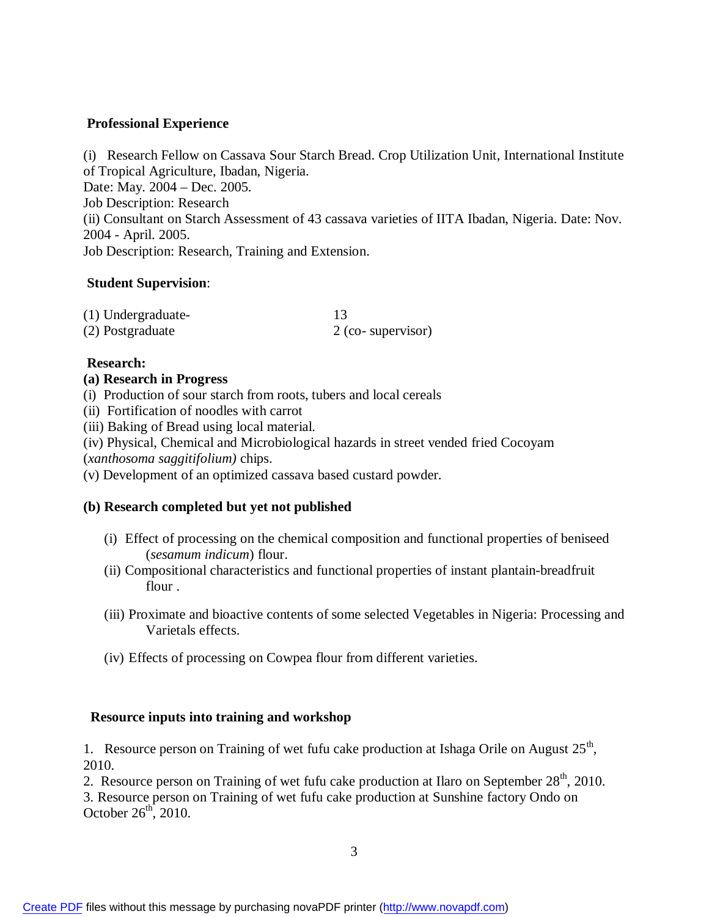## Professional Experience

(i) Research Fellow on Cassava Sour Starch Bread. Crop Utilization Unit, International Institute of Tropical Agriculture, Ibadan, Nigeria.
Date: May. 2004 – Dec. 2005.
Job Description: Research
(ii) Consultant on Starch Assessment of 43 cassava varieties of IITA Ibadan, Nigeria. Date: Nov. 2004 - April. 2005.
Job Description: Research, Training and Extension.

## Student Supervision:

| | |
|---|---|
| (1) Undergraduate- | 13 |
| (2) Postgraduate | 2 (co- supervisor) |

## Research:

### (a) Research in Progress

(i) Production of sour starch from roots, tubers and local cereals
(ii) Fortification of noodles with carrot
(iii) Baking of Bread using local material.
(iv) Physical, Chemical and Microbiological hazards in street vended fried Cocoyam (*xanthosoma saggitifolium)* chips.
(v) Development of an optimized cassava based custard powder.

### (b) Research completed but yet not published

(i) Effect of processing on the chemical composition and functional properties of beniseed (*sesamum indicum*) flour.
(ii) Compositional characteristics and functional properties of instant plantain-breadfruit flour .
(iii) Proximate and bioactive contents of some selected Vegetables in Nigeria: Processing and Varietals effects.
(iv) Effects of processing on Cowpea flour from different varieties.

## Resource inputs into training and workshop

1. Resource person on Training of wet fufu cake production at Ishaga Orile on August 25th, 2010.
2. Resource person on Training of wet fufu cake production at Ilaro on September 28th, 2010.
3. Resource person on Training of wet fufu cake production at Sunshine factory Ondo on October 26th, 2010.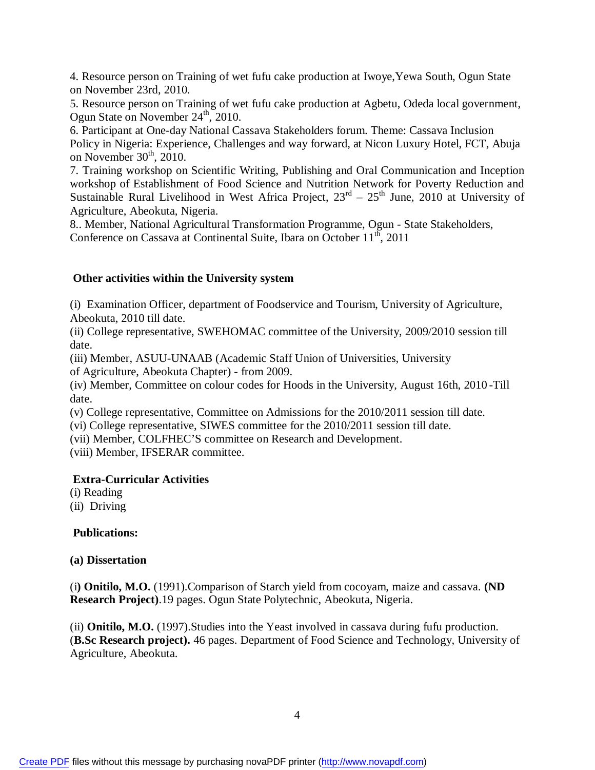4. Resource person on Training of wet fufu cake production at Iwoye,Yewa South, Ogun State on November 23rd, 2010.

5. Resource person on Training of wet fufu cake production at Agbetu, Odeda local government, Ogun State on November 24th, 2010.

6. Participant at One-day National Cassava Stakeholders forum. Theme: Cassava Inclusion Policy in Nigeria: Experience, Challenges and way forward, at Nicon Luxury Hotel, FCT, Abuja on November 30th, 2010.

7. Training workshop on Scientific Writing, Publishing and Oral Communication and Inception workshop of Establishment of Food Science and Nutrition Network for Poverty Reduction and Sustainable Rural Livelihood in West Africa Project, 23rd – 25th June, 2010 at University of Agriculture, Abeokuta, Nigeria.

8.. Member, National Agricultural Transformation Programme, Ogun - State Stakeholders, Conference on Cassava at Continental Suite, Ibara on October 11th, 2011

**Other activities within the University system**

(i) Examination Officer, department of Foodservice and Tourism, University of Agriculture, Abeokuta, 2010 till date.

(ii) College representative, SWEHOMAC committee of the University, 2009/2010 session till date.

(iii) Member, ASUU-UNAAB (Academic Staff Union of Universities, University of Agriculture, Abeokuta Chapter) - from 2009.

(iv) Member, Committee on colour codes for Hoods in the University, August 16th, 2010 -Till date.

(v) College representative, Committee on Admissions for the 2010/2011 session till date.

(vi) College representative, SIWES committee for the 2010/2011 session till date.

(vii) Member, COLFHEC'S committee on Research and Development.

(viii) Member, IFSERAR committee.

**Extra-Curricular Activities**

(i) Reading

(ii) Driving

**Publications:**

**(a) Dissertation**

(i**) Onitilo, M.O.** (1991).Comparison of Starch yield from cocoyam, maize and cassava. **(ND Research Project)**.19 pages. Ogun State Polytechnic, Abeokuta, Nigeria.

(ii) **Onitilo, M.O.** (1997).Studies into the Yeast involved in cassava during fufu production. (**B.Sc Research project).** 46 pages. Department of Food Science and Technology, University of Agriculture, Abeokuta.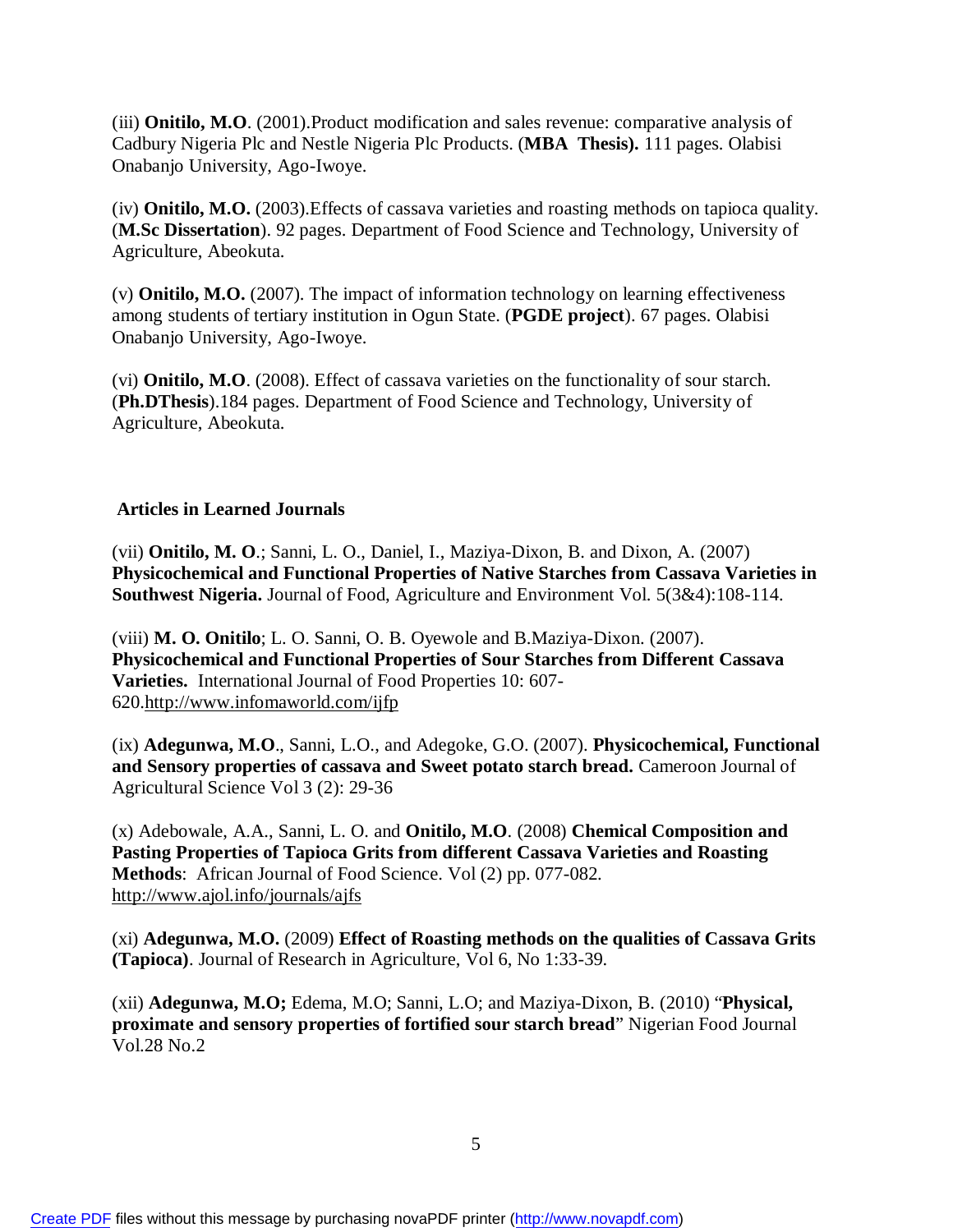(iii) **Onitilo, M.O**. (2001).Product modification and sales revenue: comparative analysis of Cadbury Nigeria Plc and Nestle Nigeria Plc Products. (**MBA Thesis).** 111 pages. Olabisi Onabanjo University, Ago-Iwoye.

(iv) **Onitilo, M.O.** (2003).Effects of cassava varieties and roasting methods on tapioca quality. (**M.Sc Dissertation**). 92 pages. Department of Food Science and Technology, University of Agriculture, Abeokuta.

(v) **Onitilo, M.O.** (2007). The impact of information technology on learning effectiveness among students of tertiary institution in Ogun State. (**PGDE project**). 67 pages. Olabisi Onabanjo University, Ago-Iwoye.

(vi) **Onitilo, M.O**. (2008). Effect of cassava varieties on the functionality of sour starch. (**Ph.DThesis**).184 pages. Department of Food Science and Technology, University of Agriculture, Abeokuta.

**Articles in Learned Journals**

(vii) **Onitilo, M. O**.; Sanni, L. O., Daniel, I., Maziya-Dixon, B. and Dixon, A. (2007) **Physicochemical and Functional Properties of Native Starches from Cassava Varieties in Southwest Nigeria.** Journal of Food, Agriculture and Environment Vol. 5(3&4):108-114.

(viii) **M. O. Onitilo**; L. O. Sanni, O. B. Oyewole and B.Maziya-Dixon. (2007). **Physicochemical and Functional Properties of Sour Starches from Different Cassava Varieties.** International Journal of Food Properties 10: 607-620.http://www.infomaworld.com/ijfp

(ix) **Adegunwa, M.O**., Sanni, L.O., and Adegoke, G.O. (2007). **Physicochemical, Functional and Sensory properties of cassava and Sweet potato starch bread.** Cameroon Journal of Agricultural Science Vol 3 (2): 29-36

(x) Adebowale, A.A., Sanni, L. O. and **Onitilo, M.O**. (2008) **Chemical Composition and Pasting Properties of Tapioca Grits from different Cassava Varieties and Roasting Methods**: African Journal of Food Science. Vol (2) pp. 077-082. http://www.ajol.info/journals/ajfs

(xi) **Adegunwa, M.O.** (2009) **Effect of Roasting methods on the qualities of Cassava Grits (Tapioca)**. Journal of Research in Agriculture, Vol 6, No 1:33-39.

(xii) **Adegunwa, M.O;** Edema, M.O; Sanni, L.O; and Maziya-Dixon, B. (2010) "**Physical, proximate and sensory properties of fortified sour starch bread**" Nigerian Food Journal Vol.28 No.2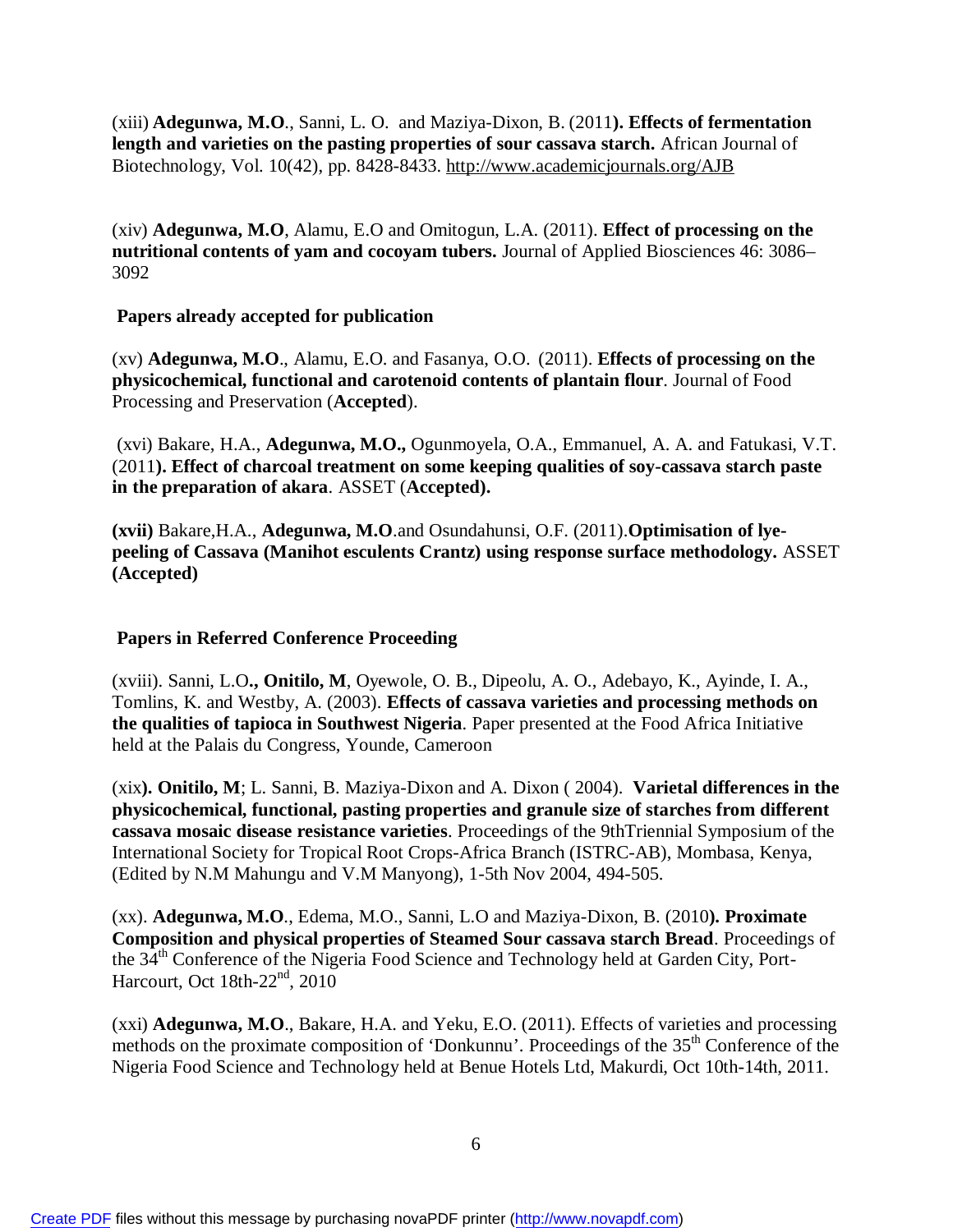(xiii) **Adegunwa, M.O**., Sanni, L. O. and Maziya-Dixon, B. (2011**). Effects of fermentation length and varieties on the pasting properties of sour cassava starch.** African Journal of Biotechnology, Vol. 10(42), pp. 8428-8433. http://www.academicjournals.org/AJB

(xiv) **Adegunwa, M.O**, Alamu, E.O and Omitogun, L.A. (2011). **Effect of processing on the nutritional contents of yam and cocoyam tubers.** Journal of Applied Biosciences 46: 3086–3092

### Papers already accepted for publication

(xv) **Adegunwa, M.O**., Alamu, E.O. and Fasanya, O.O. (2011). **Effects of processing on the physicochemical, functional and carotenoid contents of plantain flour**. Journal of Food Processing and Preservation (**Accepted**).

(xvi) Bakare, H.A., **Adegunwa, M.O.,** Ogunmoyela, O.A., Emmanuel, A. A. and Fatukasi, V.T. (2011**). Effect of charcoal treatment on some keeping qualities of soy-cassava starch paste in the preparation of akara**. ASSET (**Accepted).**

**(xvii)** Bakare,H.A., **Adegunwa, M.O**.and Osundahunsi, O.F. (2011).**Optimisation of lye-peeling of Cassava (Manihot esculents Crantz) using response surface methodology.** ASSET **(Accepted)**

### Papers in Referred Conference Proceeding

(xviii). Sanni, L.O**., Onitilo, M**, Oyewole, O. B., Dipeolu, A. O., Adebayo, K., Ayinde, I. A., Tomlins, K. and Westby, A. (2003). **Effects of cassava varieties and processing methods on the qualities of tapioca in Southwest Nigeria**. Paper presented at the Food Africa Initiative held at the Palais du Congress, Younde, Cameroon

(xix**). Onitilo, M**; L. Sanni, B. Maziya-Dixon and A. Dixon ( 2004). **Varietal differences in the physicochemical, functional, pasting properties and granule size of starches from different cassava mosaic disease resistance varieties**. Proceedings of the 9thTriennial Symposium of the International Society for Tropical Root Crops-Africa Branch (ISTRC-AB), Mombasa, Kenya, (Edited by N.M Mahungu and V.M Manyong), 1-5th Nov 2004, 494-505.

(xx). **Adegunwa, M.O**., Edema, M.O., Sanni, L.O and Maziya-Dixon, B. (2010**). Proximate Composition and physical properties of Steamed Sour cassava starch Bread**. Proceedings of the 34th Conference of the Nigeria Food Science and Technology held at Garden City, Port-Harcourt, Oct 18th-22nd, 2010

(xxi) **Adegunwa, M.O**., Bakare, H.A. and Yeku, E.O. (2011). Effects of varieties and processing methods on the proximate composition of 'Donkunnu'. Proceedings of the 35th Conference of the Nigeria Food Science and Technology held at Benue Hotels Ltd, Makurdi, Oct 10th-14th, 2011.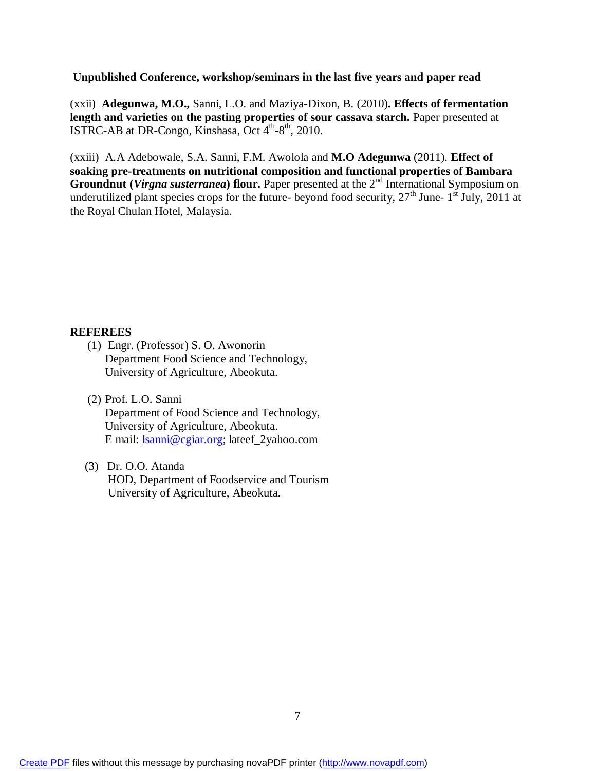**Unpublished Conference, workshop/seminars in the last five years and paper read**

(xxii) **Adegunwa, M.O.,** Sanni, L.O. and Maziya-Dixon, B. (2010)**. Effects of fermentation length and varieties on the pasting properties of sour cassava starch.** Paper presented at ISTRC-AB at DR-Congo, Kinshasa, Oct 4th-8th, 2010.

(xxiii) A.A Adebowale, S.A. Sanni, F.M. Awolola and **M.O Adegunwa** (2011). **Effect of soaking pre-treatments on nutritional composition and functional properties of Bambara Groundnut (*Virgna susterranea*) flour.** Paper presented at the 2nd International Symposium on underutilized plant species crops for the future- beyond food security, 27th June- 1st July, 2011 at the Royal Chulan Hotel, Malaysia.

**REFEREES**

(1) Engr. (Professor) S. O. Awonorin
Department Food Science and Technology,
University of Agriculture, Abeokuta.

(2) Prof. L.O. Sanni
Department of Food Science and Technology,
University of Agriculture, Abeokuta.
E mail: lsanni@cgiar.org; lateef_2yahoo.com

(3) Dr. O.O. Atanda
HOD, Department of Foodservice and Tourism
University of Agriculture, Abeokuta.